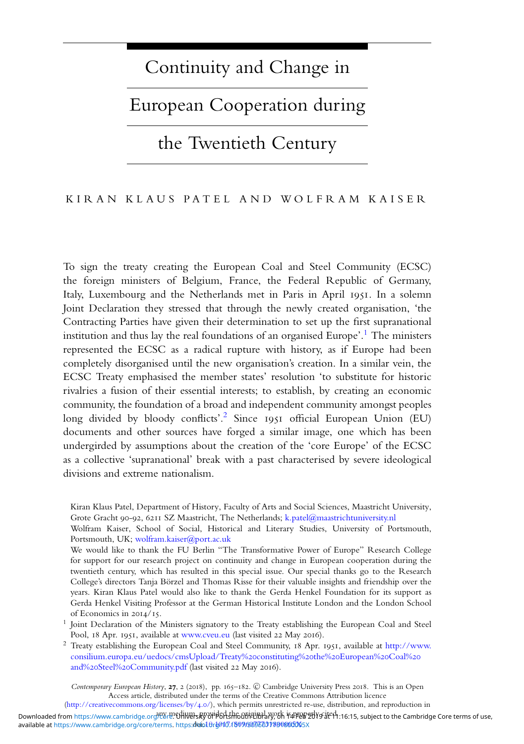# Continuity and Change in European Cooperation during the Twentieth Century

KIRAN KLAUS PATEL AND WOLFRAM KAISER

To sign the treaty creating the European Coal and Steel Community (ECSC) the foreign ministers of Belgium, France, the Federal Republic of Germany, Italy, Luxembourg and the Netherlands met in Paris in April 1951. In a solemn Joint Declaration they stressed that through the newly created organisation, 'the Contracting Parties have given their determination to set up the first supranational institution and thus lay the real foundations of an organised Europe'.[1] The ministers represented the ECSC as a radical rupture with history, as if Europe had been completely disorganised until the new organisation's creation. In a similar vein, the ECSC Treaty emphasised the member states' resolution 'to substitute for historic rivalries a fusion of their essential interests; to establish, by creating an economic community, the foundation of a broad and independent community amongst peoples long divided by bloody conflicts'.[2] Since 1951 official European Union (EU) documents and other sources have forged a similar image, one which has been undergirded by assumptions about the creation of the 'core Europe' of the ECSC as a collective 'supranational' break with a past characterised by severe ideological divisions and extreme nationalism.

Kiran Klaus Patel, Department of History, Faculty of Arts and Social Sciences, Maastricht University, Grote Gracht 90-92, 6211 SZ Maastricht, The Netherlands; k.patel@maastrichtuniversity.nl

Wolfram Kaiser, School of Social, Historical and Literary Studies, University of Portsmouth, Portsmouth, UK; wolfram.kaiser@port.ac.uk

We would like to thank the FU Berlin "The Transformative Power of Europe" Research College for support for our research project on continuity and change in European cooperation during the twentieth century, which has resulted in this special issue. Our special thanks go to the Research College's directors Tanja Börzel and Thomas Risse for their valuable insights and friendship over the years. Kiran Klaus Patel would also like to thank the Gerda Henkel Foundation for its support as Gerda Henkel Visiting Professor at the German Historical Institute London and the London School of Economics in 2014/15.

[1] Joint Declaration of the Ministers signatory to the Treaty establishing the European Coal and Steel Pool, 18 Apr. 1951, available at www.cveu.eu (last visited 22 May 2016).

[2] Treaty establishing the European Coal and Steel Community, 18 Apr. 1951, available at http://www.consilium.europa.eu/uedocs/cmsUpload/Treaty%20constituting%20the%20European%20Coal%20and%20Steel%20Community.pdf (last visited 22 May 2016).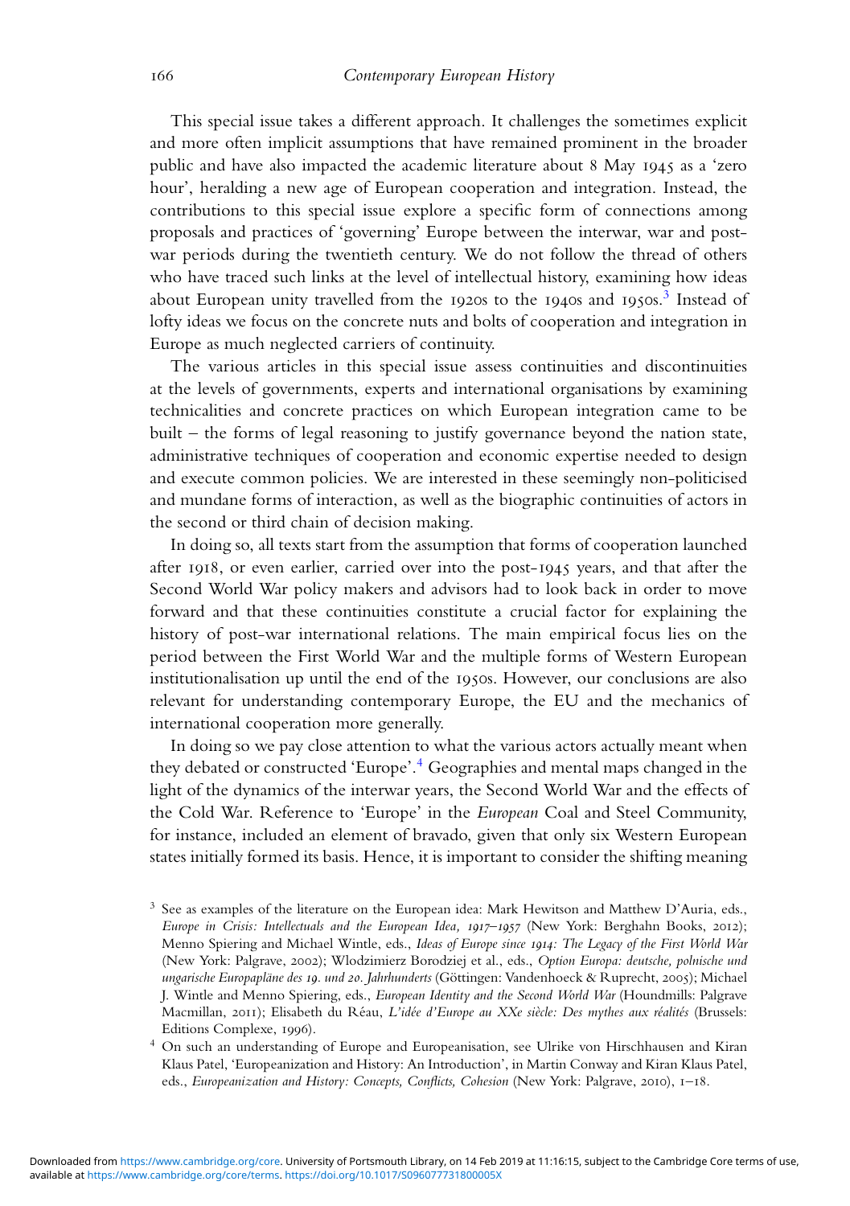This special issue takes a different approach. It challenges the sometimes explicit and more often implicit assumptions that have remained prominent in the broader public and have also impacted the academic literature about 8 May 1945 as a 'zero hour', heralding a new age of European cooperation and integration. Instead, the contributions to this special issue explore a specific form of connections among proposals and practices of 'governing' Europe between the interwar, war and post-war periods during the twentieth century. We do not follow the thread of others who have traced such links at the level of intellectual history, examining how ideas about European unity travelled from the 1920s to the 1940s and 1950s.[3] Instead of lofty ideas we focus on the concrete nuts and bolts of cooperation and integration in Europe as much neglected carriers of continuity.

The various articles in this special issue assess continuities and discontinuities at the levels of governments, experts and international organisations by examining technicalities and concrete practices on which European integration came to be built – the forms of legal reasoning to justify governance beyond the nation state, administrative techniques of cooperation and economic expertise needed to design and execute common policies. We are interested in these seemingly non-politicised and mundane forms of interaction, as well as the biographic continuities of actors in the second or third chain of decision making.

In doing so, all texts start from the assumption that forms of cooperation launched after 1918, or even earlier, carried over into the post-1945 years, and that after the Second World War policy makers and advisors had to look back in order to move forward and that these continuities constitute a crucial factor for explaining the history of post-war international relations. The main empirical focus lies on the period between the First World War and the multiple forms of Western European institutionalisation up until the end of the 1950s. However, our conclusions are also relevant for understanding contemporary Europe, the EU and the mechanics of international cooperation more generally.

In doing so we pay close attention to what the various actors actually meant when they debated or constructed 'Europe'.[4] Geographies and mental maps changed in the light of the dynamics of the interwar years, the Second World War and the effects of the Cold War. Reference to 'Europe' in the *European* Coal and Steel Community, for instance, included an element of bravado, given that only six Western European states initially formed its basis. Hence, it is important to consider the shifting meaning

[3] See as examples of the literature on the European idea: Mark Hewitson and Matthew D'Auria, eds., *Europe in Crisis: Intellectuals and the European Idea, 1917–1957* (New York: Berghahn Books, 2012); Menno Spiering and Michael Wintle, eds., *Ideas of Europe since 1914: The Legacy of the First World War* (New York: Palgrave, 2002); Wlodzimierz Borodziej et al., eds., *Option Europa: deutsche, polnische und ungarische Europapläne des 19. und 20. Jahrhunderts* (Göttingen: Vandenhoeck & Ruprecht, 2005); Michael J. Wintle and Menno Spiering, eds., *European Identity and the Second World War* (Houndmills: Palgrave Macmillan, 2011); Elisabeth du Réau, *L'idée d'Europe au XXe siècle: Des mythes aux réalités* (Brussels: Editions Complexe, 1996).

[4] On such an understanding of Europe and Europeanisation, see Ulrike von Hirschhausen and Kiran Klaus Patel, 'Europeanization and History: An Introduction', in Martin Conway and Kiran Klaus Patel, eds., *Europeanization and History: Concepts, Conflicts, Cohesion* (New York: Palgrave, 2010), 1–18.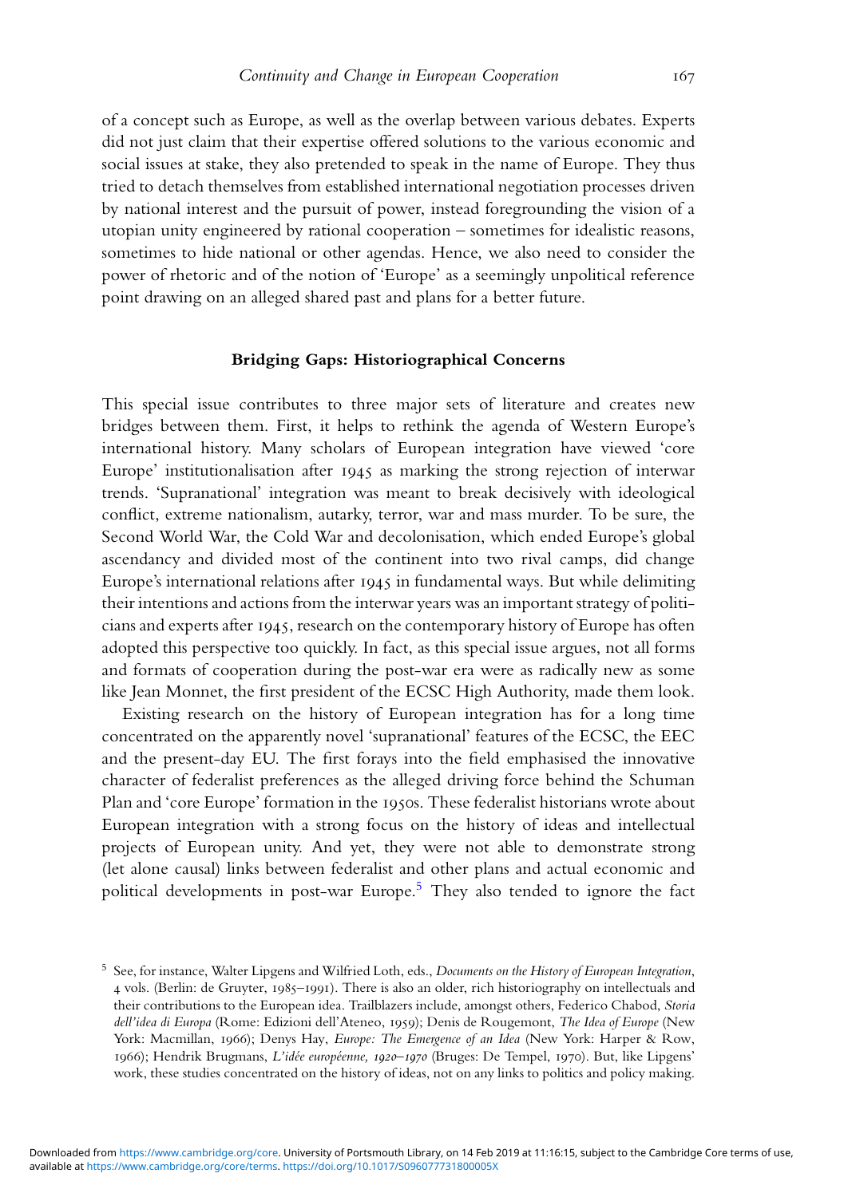of a concept such as Europe, as well as the overlap between various debates. Experts did not just claim that their expertise offered solutions to the various economic and social issues at stake, they also pretended to speak in the name of Europe. They thus tried to detach themselves from established international negotiation processes driven by national interest and the pursuit of power, instead foregrounding the vision of a utopian unity engineered by rational cooperation – sometimes for idealistic reasons, sometimes to hide national or other agendas. Hence, we also need to consider the power of rhetoric and of the notion of 'Europe' as a seemingly unpolitical reference point drawing on an alleged shared past and plans for a better future.

## Bridging Gaps: Historiographical Concerns

This special issue contributes to three major sets of literature and creates new bridges between them. First, it helps to rethink the agenda of Western Europe's international history. Many scholars of European integration have viewed 'core Europe' institutionalisation after 1945 as marking the strong rejection of interwar trends. 'Supranational' integration was meant to break decisively with ideological conflict, extreme nationalism, autarky, terror, war and mass murder. To be sure, the Second World War, the Cold War and decolonisation, which ended Europe's global ascendancy and divided most of the continent into two rival camps, did change Europe's international relations after 1945 in fundamental ways. But while delimiting their intentions and actions from the interwar years was an important strategy of politicians and experts after 1945, research on the contemporary history of Europe has often adopted this perspective too quickly. In fact, as this special issue argues, not all forms and formats of cooperation during the post-war era were as radically new as some like Jean Monnet, the first president of the ECSC High Authority, made them look.

Existing research on the history of European integration has for a long time concentrated on the apparently novel 'supranational' features of the ECSC, the EEC and the present-day EU. The first forays into the field emphasised the innovative character of federalist preferences as the alleged driving force behind the Schuman Plan and 'core Europe' formation in the 1950s. These federalist historians wrote about European integration with a strong focus on the history of ideas and intellectual projects of European unity. And yet, they were not able to demonstrate strong (let alone causal) links between federalist and other plans and actual economic and political developments in post-war Europe.[5] They also tended to ignore the fact

[5] See, for instance, Walter Lipgens and Wilfried Loth, eds., *Documents on the History of European Integration*, 4 vols. (Berlin: de Gruyter, 1985–1991). There is also an older, rich historiography on intellectuals and their contributions to the European idea. Trailblazers include, amongst others, Federico Chabod, *Storia dell'idea di Europa* (Rome: Edizioni dell'Ateneo, 1959); Denis de Rougemont, *The Idea of Europe* (New York: Macmillan, 1966); Denys Hay, *Europe: The Emergence of an Idea* (New York: Harper & Row, 1966); Hendrik Brugmans, *L'idée européenne, 1920–1970* (Bruges: De Tempel, 1970). But, like Lipgens' work, these studies concentrated on the history of ideas, not on any links to politics and policy making.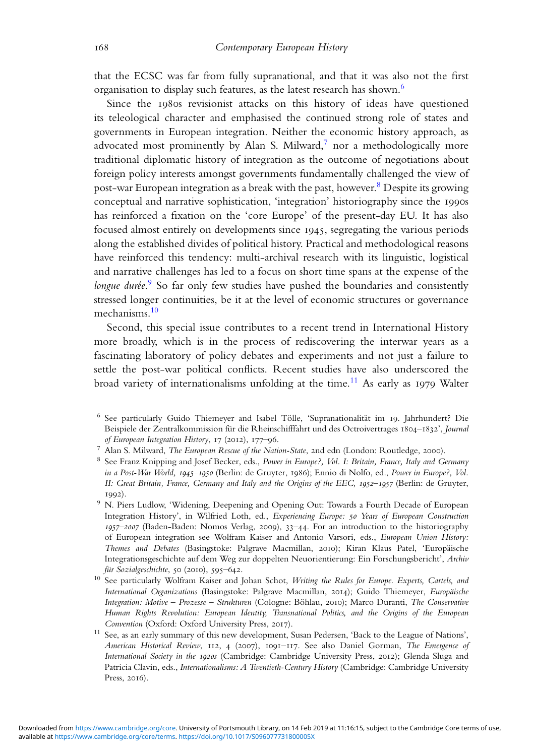that the ECSC was far from fully supranational, and that it was also not the first organisation to display such features, as the latest research has shown.[6]

Since the 1980s revisionist attacks on this history of ideas have questioned its teleological character and emphasised the continued strong role of states and governments in European integration. Neither the economic history approach, as advocated most prominently by Alan S. Milward,[7] nor a methodologically more traditional diplomatic history of integration as the outcome of negotiations about foreign policy interests amongst governments fundamentally challenged the view of post-war European integration as a break with the past, however.[8] Despite its growing conceptual and narrative sophistication, 'integration' historiography since the 1990s has reinforced a fixation on the 'core Europe' of the present-day EU. It has also focused almost entirely on developments since 1945, segregating the various periods along the established divides of political history. Practical and methodological reasons have reinforced this tendency: multi-archival research with its linguistic, logistical and narrative challenges has led to a focus on short time spans at the expense of the *longue durée*.[9] So far only few studies have pushed the boundaries and consistently stressed longer continuities, be it at the level of economic structures or governance mechanisms.[10]

Second, this special issue contributes to a recent trend in International History more broadly, which is in the process of rediscovering the interwar years as a fascinating laboratory of policy debates and experiments and not just a failure to settle the post-war political conflicts. Recent studies have also underscored the broad variety of internationalisms unfolding at the time.[11] As early as 1979 Walter

---

[6] See particularly Guido Thiemeyer and Isabel Tölle, 'Supranationalität im 19. Jahrhundert? Die Beispiele der Zentralkommission für die Rheinschifffahrt und des Octroivertrages 1804–1832', *Journal of European Integration History*, 17 (2012), 177–96.

[7] Alan S. Milward, *The European Rescue of the Nation-State*, 2nd edn (London: Routledge, 2000).

[8] See Franz Knipping and Josef Becker, eds., *Power in Europe?, Vol. I: Britain, France, Italy and Germany in a Post-War World, 1945–1950* (Berlin: de Gruyter, 1986); Ennio di Nolfo, ed., *Power in Europe?, Vol. II: Great Britain, France, Germany and Italy and the Origins of the EEC, 1952–1957* (Berlin: de Gruyter, 1992).

[9] N. Piers Ludlow, 'Widening, Deepening and Opening Out: Towards a Fourth Decade of European Integration History', in Wilfried Loth, ed., *Experiencing Europe: 50 Years of European Construction 1957–2007* (Baden-Baden: Nomos Verlag, 2009), 33–44. For an introduction to the historiography of European integration see Wolfram Kaiser and Antonio Varsori, eds., *European Union History: Themes and Debates* (Basingstoke: Palgrave Macmillan, 2010); Kiran Klaus Patel, 'Europäische Integrationsgeschichte auf dem Weg zur doppelten Neuorientierung: Ein Forschungsbericht', *Archiv für Sozialgeschichte*, 50 (2010), 595–642.

[10] See particularly Wolfram Kaiser and Johan Schot, *Writing the Rules for Europe. Experts, Cartels, and International Organizations* (Basingstoke: Palgrave Macmillan, 2014); Guido Thiemeyer, *Europäische Integration: Motive – Prozesse – Strukturen* (Cologne: Böhlau, 2010); Marco Duranti, *The Conservative Human Rights Revolution: European Identity, Transnational Politics, and the Origins of the European Convention* (Oxford: Oxford University Press, 2017).

[11] See, as an early summary of this new development, Susan Pedersen, 'Back to the League of Nations', *American Historical Review*, 112, 4 (2007), 1091–117. See also Daniel Gorman, *The Emergence of International Society in the 1920s* (Cambridge: Cambridge University Press, 2012); Glenda Sluga and Patricia Clavin, eds., *Internationalisms: A Twentieth-Century History* (Cambridge: Cambridge University Press, 2016).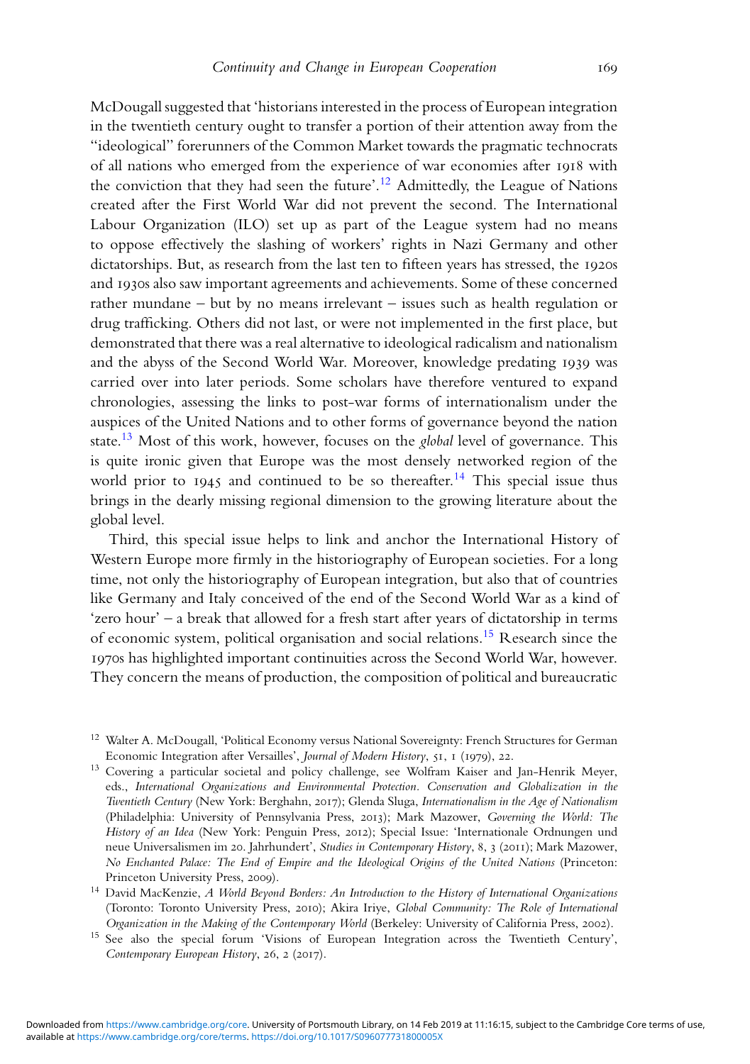McDougall suggested that 'historians interested in the process of European integration in the twentieth century ought to transfer a portion of their attention away from the "ideological" forerunners of the Common Market towards the pragmatic technocrats of all nations who emerged from the experience of war economies after 1918 with the conviction that they had seen the future'.[12] Admittedly, the League of Nations created after the First World War did not prevent the second. The International Labour Organization (ILO) set up as part of the League system had no means to oppose effectively the slashing of workers' rights in Nazi Germany and other dictatorships. But, as research from the last ten to fifteen years has stressed, the 1920s and 1930s also saw important agreements and achievements. Some of these concerned rather mundane – but by no means irrelevant – issues such as health regulation or drug trafficking. Others did not last, or were not implemented in the first place, but demonstrated that there was a real alternative to ideological radicalism and nationalism and the abyss of the Second World War. Moreover, knowledge predating 1939 was carried over into later periods. Some scholars have therefore ventured to expand chronologies, assessing the links to post-war forms of internationalism under the auspices of the United Nations and to other forms of governance beyond the nation state.[13] Most of this work, however, focuses on the *global* level of governance. This is quite ironic given that Europe was the most densely networked region of the world prior to 1945 and continued to be so thereafter.[14] This special issue thus brings in the dearly missing regional dimension to the growing literature about the global level.

Third, this special issue helps to link and anchor the International History of Western Europe more firmly in the historiography of European societies. For a long time, not only the historiography of European integration, but also that of countries like Germany and Italy conceived of the end of the Second World War as a kind of 'zero hour' – a break that allowed for a fresh start after years of dictatorship in terms of economic system, political organisation and social relations.[15] Research since the 1970s has highlighted important continuities across the Second World War, however. They concern the means of production, the composition of political and bureaucratic

---

[12] Walter A. McDougall, 'Political Economy versus National Sovereignty: French Structures for German Economic Integration after Versailles', *Journal of Modern History*, 51, 1 (1979), 22.

[13] Covering a particular societal and policy challenge, see Wolfram Kaiser and Jan-Henrik Meyer, eds., *International Organizations and Environmental Protection. Conservation and Globalization in the Twentieth Century* (New York: Berghahn, 2017); Glenda Sluga, *Internationalism in the Age of Nationalism* (Philadelphia: University of Pennsylvania Press, 2013); Mark Mazower, *Governing the World: The History of an Idea* (New York: Penguin Press, 2012); Special Issue: 'Internationale Ordnungen und neue Universalismen im 20. Jahrhundert', *Studies in Contemporary History*, 8, 3 (2011); Mark Mazower, *No Enchanted Palace: The End of Empire and the Ideological Origins of the United Nations* (Princeton: Princeton University Press, 2009).

[14] David MacKenzie, *A World Beyond Borders: An Introduction to the History of International Organizations* (Toronto: Toronto University Press, 2010); Akira Iriye, *Global Community: The Role of International Organization in the Making of the Contemporary World* (Berkeley: University of California Press, 2002).

[15] See also the special forum 'Visions of European Integration across the Twentieth Century', *Contemporary European History*, 26, 2 (2017).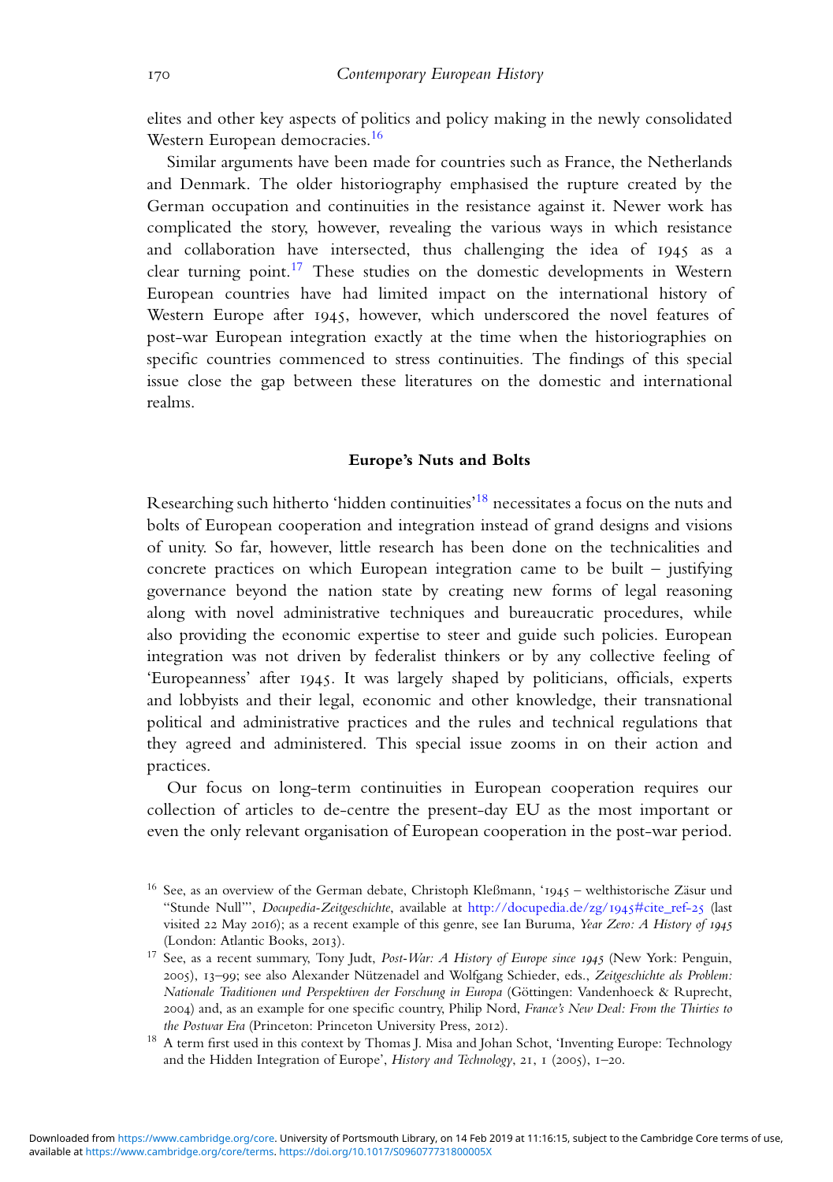elites and other key aspects of politics and policy making in the newly consolidated Western European democracies.[16]

Similar arguments have been made for countries such as France, the Netherlands and Denmark. The older historiography emphasised the rupture created by the German occupation and continuities in the resistance against it. Newer work has complicated the story, however, revealing the various ways in which resistance and collaboration have intersected, thus challenging the idea of 1945 as a clear turning point.[17] These studies on the domestic developments in Western European countries have had limited impact on the international history of Western Europe after 1945, however, which underscored the novel features of post-war European integration exactly at the time when the historiographies on specific countries commenced to stress continuities. The findings of this special issue close the gap between these literatures on the domestic and international realms.

## Europe's Nuts and Bolts

Researching such hitherto 'hidden continuities'[18] necessitates a focus on the nuts and bolts of European cooperation and integration instead of grand designs and visions of unity. So far, however, little research has been done on the technicalities and concrete practices on which European integration came to be built – justifying governance beyond the nation state by creating new forms of legal reasoning along with novel administrative techniques and bureaucratic procedures, while also providing the economic expertise to steer and guide such policies. European integration was not driven by federalist thinkers or by any collective feeling of 'Europeanness' after 1945. It was largely shaped by politicians, officials, experts and lobbyists and their legal, economic and other knowledge, their transnational political and administrative practices and the rules and technical regulations that they agreed and administered. This special issue zooms in on their action and practices.

Our focus on long-term continuities in European cooperation requires our collection of articles to de-centre the present-day EU as the most important or even the only relevant organisation of European cooperation in the post-war period.

[16] See, as an overview of the German debate, Christoph Kleßmann, '1945 – welthistorische Zäsur und "Stunde Null"', *Docupedia-Zeitgeschichte*, available at http://docupedia.de/zg/1945#cite_ref-25 (last visited 22 May 2016); as a recent example of this genre, see Ian Buruma, *Year Zero: A History of 1945* (London: Atlantic Books, 2013).

[17] See, as a recent summary, Tony Judt, *Post-War: A History of Europe since 1945* (New York: Penguin, 2005), 13–99; see also Alexander Nützenadel and Wolfgang Schieder, eds., *Zeitgeschichte als Problem: Nationale Traditionen und Perspektiven der Forschung in Europa* (Göttingen: Vandenhoeck & Ruprecht, 2004) and, as an example for one specific country, Philip Nord, *France's New Deal: From the Thirties to the Postwar Era* (Princeton: Princeton University Press, 2012).

[18] A term first used in this context by Thomas J. Misa and Johan Schot, 'Inventing Europe: Technology and the Hidden Integration of Europe', *History and Technology*, 21, 1 (2005), 1–20.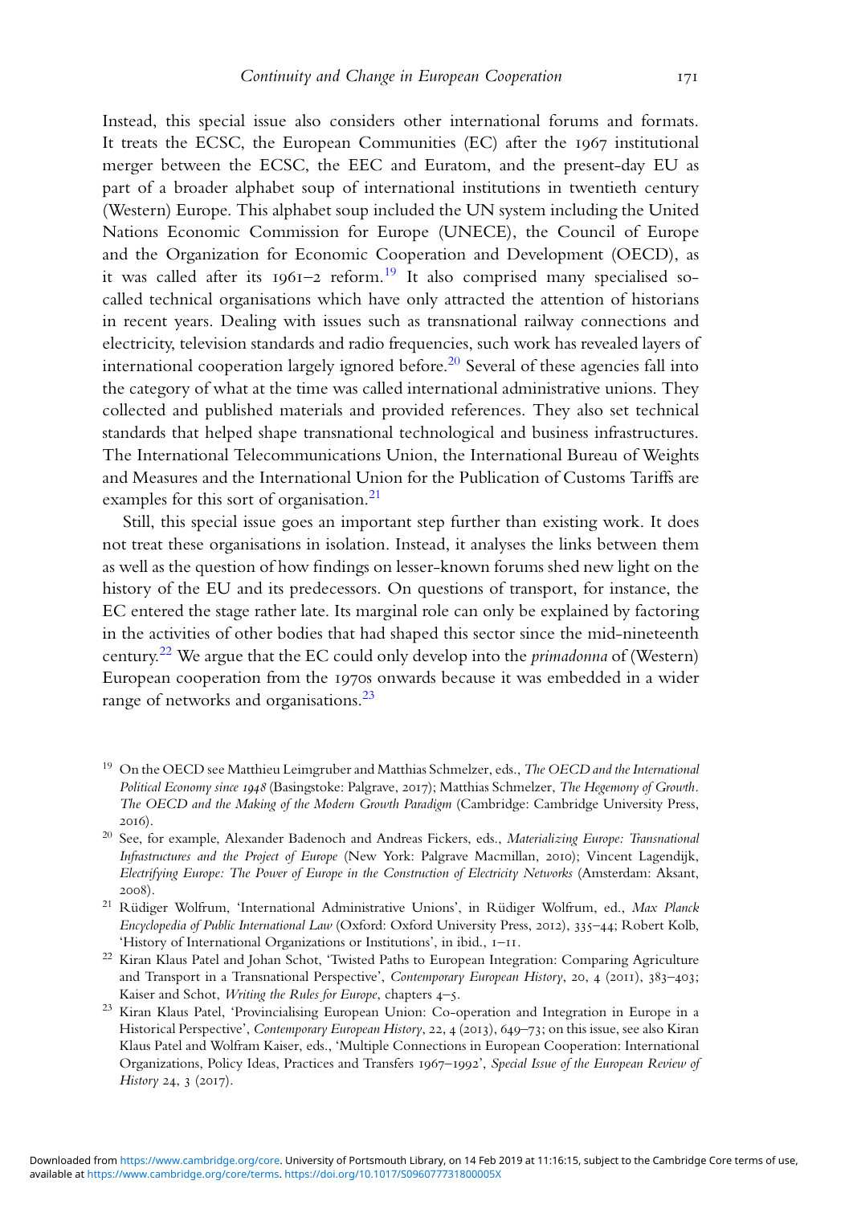Instead, this special issue also considers other international forums and formats. It treats the ECSC, the European Communities (EC) after the 1967 institutional merger between the ECSC, the EEC and Euratom, and the present-day EU as part of a broader alphabet soup of international institutions in twentieth century (Western) Europe. This alphabet soup included the UN system including the United Nations Economic Commission for Europe (UNECE), the Council of Europe and the Organization for Economic Cooperation and Development (OECD), as it was called after its 1961–2 reform.[19] It also comprised many specialised so-called technical organisations which have only attracted the attention of historians in recent years. Dealing with issues such as transnational railway connections and electricity, television standards and radio frequencies, such work has revealed layers of international cooperation largely ignored before.[20] Several of these agencies fall into the category of what at the time was called international administrative unions. They collected and published materials and provided references. They also set technical standards that helped shape transnational technological and business infrastructures. The International Telecommunications Union, the International Bureau of Weights and Measures and the International Union for the Publication of Customs Tariffs are examples for this sort of organisation.[21]

Still, this special issue goes an important step further than existing work. It does not treat these organisations in isolation. Instead, it analyses the links between them as well as the question of how findings on lesser-known forums shed new light on the history of the EU and its predecessors. On questions of transport, for instance, the EC entered the stage rather late. Its marginal role can only be explained by factoring in the activities of other bodies that had shaped this sector since the mid-nineteenth century.[22] We argue that the EC could only develop into the *primadonna* of (Western) European cooperation from the 1970s onwards because it was embedded in a wider range of networks and organisations.[23]

[19] On the OECD see Matthieu Leimgruber and Matthias Schmelzer, eds., *The OECD and the International Political Economy since 1948* (Basingstoke: Palgrave, 2017); Matthias Schmelzer, *The Hegemony of Growth. The OECD and the Making of the Modern Growth Paradigm* (Cambridge: Cambridge University Press, 2016).

[20] See, for example, Alexander Badenoch and Andreas Fickers, eds., *Materializing Europe: Transnational Infrastructures and the Project of Europe* (New York: Palgrave Macmillan, 2010); Vincent Lagendijk, *Electrifying Europe: The Power of Europe in the Construction of Electricity Networks* (Amsterdam: Aksant, 2008).

[21] Rüdiger Wolfrum, 'International Administrative Unions', in Rüdiger Wolfrum, ed., *Max Planck Encyclopedia of Public International Law* (Oxford: Oxford University Press, 2012), 335–44; Robert Kolb, 'History of International Organizations or Institutions', in ibid., 1–11.

[22] Kiran Klaus Patel and Johan Schot, 'Twisted Paths to European Integration: Comparing Agriculture and Transport in a Transnational Perspective', *Contemporary European History*, 20, 4 (2011), 383–403; Kaiser and Schot, *Writing the Rules for Europe*, chapters 4–5.

[23] Kiran Klaus Patel, 'Provincialising European Union: Co-operation and Integration in Europe in a Historical Perspective', *Contemporary European History*, 22, 4 (2013), 649–73; on this issue, see also Kiran Klaus Patel and Wolfram Kaiser, eds., 'Multiple Connections in European Cooperation: International Organizations, Policy Ideas, Practices and Transfers 1967–1992', *Special Issue of the European Review of History* 24, 3 (2017).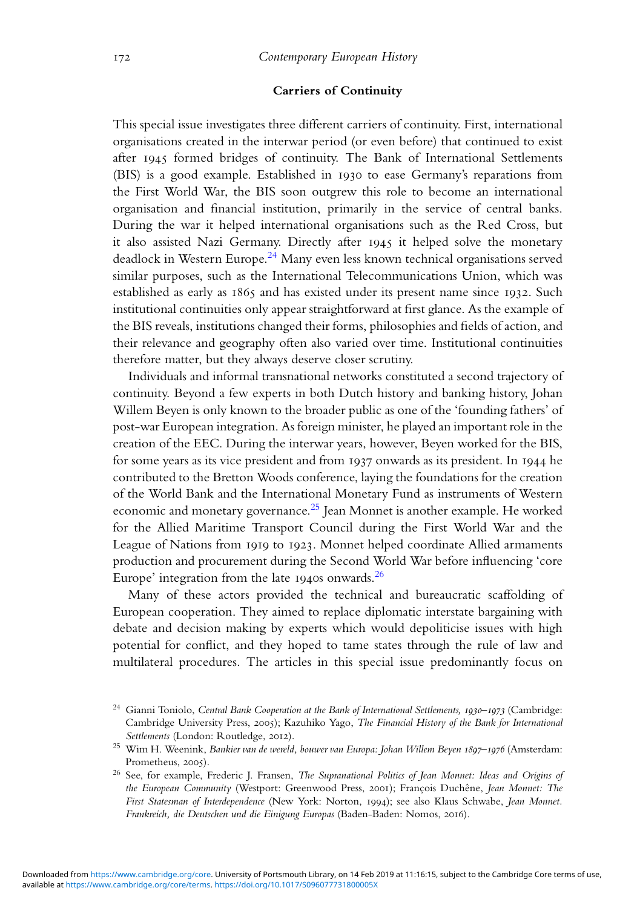## Carriers of Continuity

This special issue investigates three different carriers of continuity. First, international organisations created in the interwar period (or even before) that continued to exist after 1945 formed bridges of continuity. The Bank of International Settlements (BIS) is a good example. Established in 1930 to ease Germany's reparations from the First World War, the BIS soon outgrew this role to become an international organisation and financial institution, primarily in the service of central banks. During the war it helped international organisations such as the Red Cross, but it also assisted Nazi Germany. Directly after 1945 it helped solve the monetary deadlock in Western Europe.[24] Many even less known technical organisations served similar purposes, such as the International Telecommunications Union, which was established as early as 1865 and has existed under its present name since 1932. Such institutional continuities only appear straightforward at first glance. As the example of the BIS reveals, institutions changed their forms, philosophies and fields of action, and their relevance and geography often also varied over time. Institutional continuities therefore matter, but they always deserve closer scrutiny.

Individuals and informal transnational networks constituted a second trajectory of continuity. Beyond a few experts in both Dutch history and banking history, Johan Willem Beyen is only known to the broader public as one of the 'founding fathers' of post-war European integration. As foreign minister, he played an important role in the creation of the EEC. During the interwar years, however, Beyen worked for the BIS, for some years as its vice president and from 1937 onwards as its president. In 1944 he contributed to the Bretton Woods conference, laying the foundations for the creation of the World Bank and the International Monetary Fund as instruments of Western economic and monetary governance.[25] Jean Monnet is another example. He worked for the Allied Maritime Transport Council during the First World War and the League of Nations from 1919 to 1923. Monnet helped coordinate Allied armaments production and procurement during the Second World War before influencing 'core Europe' integration from the late 1940s onwards.[26]

Many of these actors provided the technical and bureaucratic scaffolding of European cooperation. They aimed to replace diplomatic interstate bargaining with debate and decision making by experts which would depoliticise issues with high potential for conflict, and they hoped to tame states through the rule of law and multilateral procedures. The articles in this special issue predominantly focus on

---

[24] Gianni Toniolo, *Central Bank Cooperation at the Bank of International Settlements, 1930–1973* (Cambridge: Cambridge University Press, 2005); Kazuhiko Yago, *The Financial History of the Bank for International Settlements* (London: Routledge, 2012).

[25] Wim H. Weenink, *Bankier van de wereld, bouwer van Europa: Johan Willem Beyen 1897–1976* (Amsterdam: Prometheus, 2005).

[26] See, for example, Frederic J. Fransen, *The Supranational Politics of Jean Monnet: Ideas and Origins of the European Community* (Westport: Greenwood Press, 2001); François Duchêne, *Jean Monnet: The First Statesman of Interdependence* (New York: Norton, 1994); see also Klaus Schwabe, *Jean Monnet. Frankreich, die Deutschen und die Einigung Europas* (Baden-Baden: Nomos, 2016).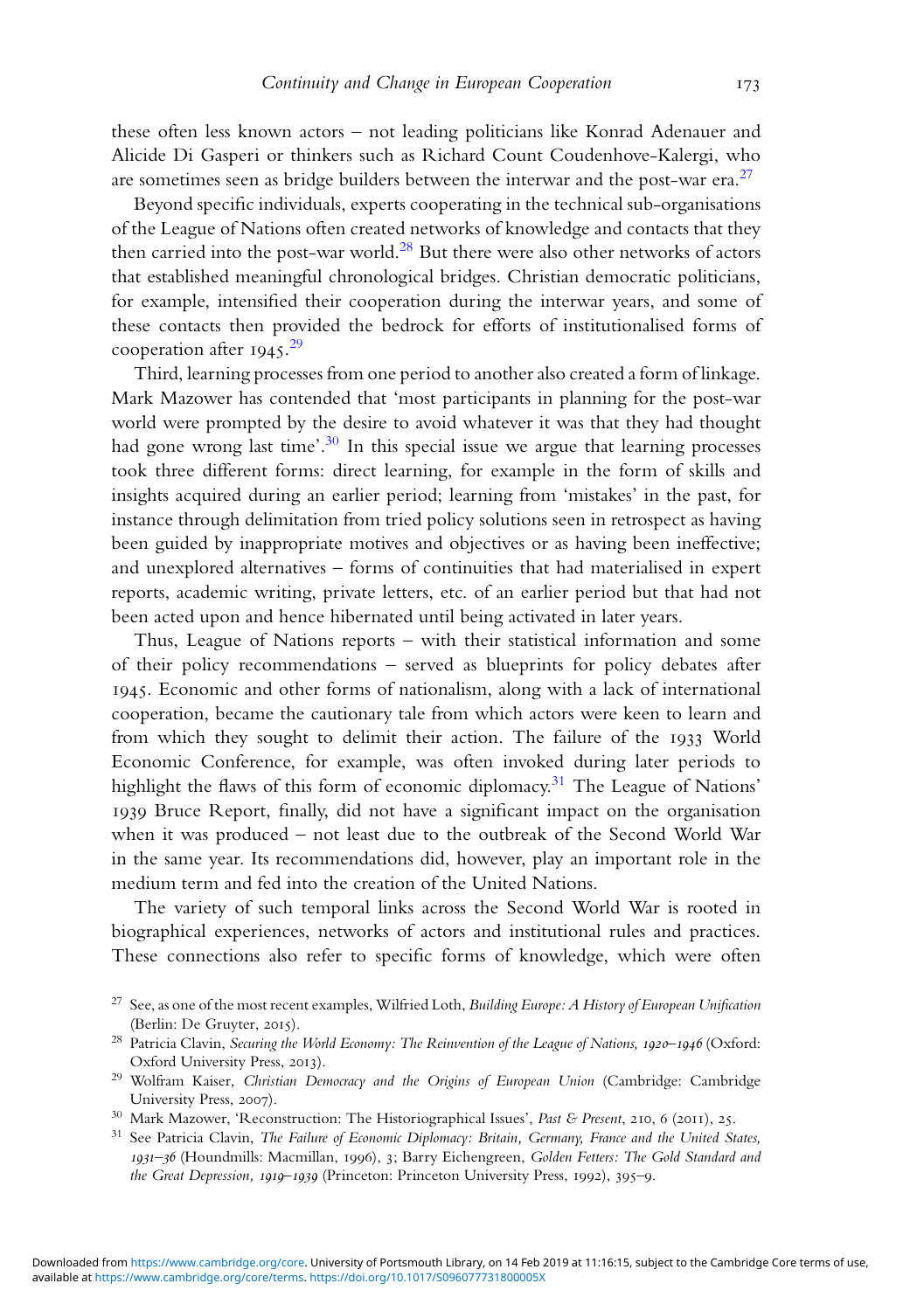these often less known actors – not leading politicians like Konrad Adenauer and Alicide Di Gasperi or thinkers such as Richard Count Coudenhove-Kalergi, who are sometimes seen as bridge builders between the interwar and the post-war era.[27]

Beyond specific individuals, experts cooperating in the technical sub-organisations of the League of Nations often created networks of knowledge and contacts that they then carried into the post-war world.[28] But there were also other networks of actors that established meaningful chronological bridges. Christian democratic politicians, for example, intensified their cooperation during the interwar years, and some of these contacts then provided the bedrock for efforts of institutionalised forms of cooperation after 1945.[29]

Third, learning processes from one period to another also created a form of linkage. Mark Mazower has contended that 'most participants in planning for the post-war world were prompted by the desire to avoid whatever it was that they had thought had gone wrong last time'.[30] In this special issue we argue that learning processes took three different forms: direct learning, for example in the form of skills and insights acquired during an earlier period; learning from 'mistakes' in the past, for instance through delimitation from tried policy solutions seen in retrospect as having been guided by inappropriate motives and objectives or as having been ineffective; and unexplored alternatives – forms of continuities that had materialised in expert reports, academic writing, private letters, etc. of an earlier period but that had not been acted upon and hence hibernated until being activated in later years.

Thus, League of Nations reports – with their statistical information and some of their policy recommendations – served as blueprints for policy debates after 1945. Economic and other forms of nationalism, along with a lack of international cooperation, became the cautionary tale from which actors were keen to learn and from which they sought to delimit their action. The failure of the 1933 World Economic Conference, for example, was often invoked during later periods to highlight the flaws of this form of economic diplomacy.[31] The League of Nations' 1939 Bruce Report, finally, did not have a significant impact on the organisation when it was produced – not least due to the outbreak of the Second World War in the same year. Its recommendations did, however, play an important role in the medium term and fed into the creation of the United Nations.

The variety of such temporal links across the Second World War is rooted in biographical experiences, networks of actors and institutional rules and practices. These connections also refer to specific forms of knowledge, which were often

[27] See, as one of the most recent examples, Wilfried Loth, *Building Europe: A History of European Unification* (Berlin: De Gruyter, 2015).

[28] Patricia Clavin, *Securing the World Economy: The Reinvention of the League of Nations, 1920–1946* (Oxford: Oxford University Press, 2013).

[29] Wolfram Kaiser, *Christian Democracy and the Origins of European Union* (Cambridge: Cambridge University Press, 2007).

[30] Mark Mazower, 'Reconstruction: The Historiographical Issues', *Past & Present*, 210, 6 (2011), 25.

[31] See Patricia Clavin, *The Failure of Economic Diplomacy: Britain, Germany, France and the United States, 1931–36* (Houndmills: Macmillan, 1996), 3; Barry Eichengreen, *Golden Fetters: The Gold Standard and the Great Depression, 1919–1939* (Princeton: Princeton University Press, 1992), 395–9.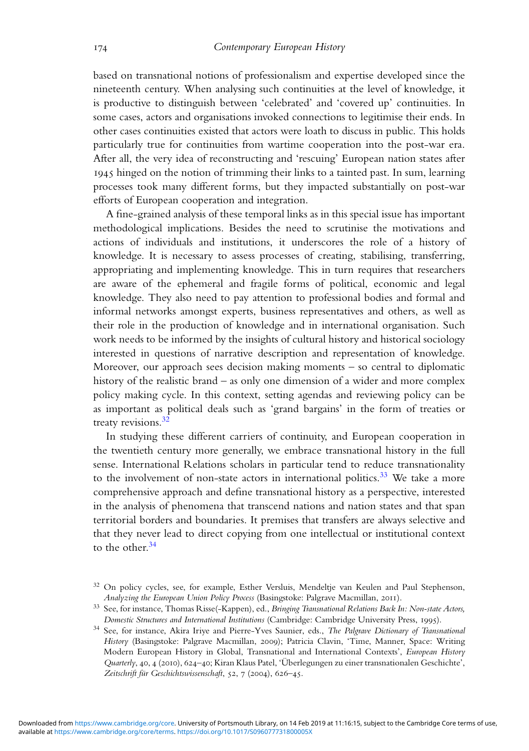based on transnational notions of professionalism and expertise developed since the nineteenth century. When analysing such continuities at the level of knowledge, it is productive to distinguish between 'celebrated' and 'covered up' continuities. In some cases, actors and organisations invoked connections to legitimise their ends. In other cases continuities existed that actors were loath to discuss in public. This holds particularly true for continuities from wartime cooperation into the post-war era. After all, the very idea of reconstructing and 'rescuing' European nation states after 1945 hinged on the notion of trimming their links to a tainted past. In sum, learning processes took many different forms, but they impacted substantially on post-war efforts of European cooperation and integration.

A fine-grained analysis of these temporal links as in this special issue has important methodological implications. Besides the need to scrutinise the motivations and actions of individuals and institutions, it underscores the role of a history of knowledge. It is necessary to assess processes of creating, stabilising, transferring, appropriating and implementing knowledge. This in turn requires that researchers are aware of the ephemeral and fragile forms of political, economic and legal knowledge. They also need to pay attention to professional bodies and formal and informal networks amongst experts, business representatives and others, as well as their role in the production of knowledge and in international organisation. Such work needs to be informed by the insights of cultural history and historical sociology interested in questions of narrative description and representation of knowledge. Moreover, our approach sees decision making moments – so central to diplomatic history of the realistic brand – as only one dimension of a wider and more complex policy making cycle. In this context, setting agendas and reviewing policy can be as important as political deals such as 'grand bargains' in the form of treaties or treaty revisions.[32]

In studying these different carriers of continuity, and European cooperation in the twentieth century more generally, we embrace transnational history in the full sense. International Relations scholars in particular tend to reduce transnationality to the involvement of non-state actors in international politics.[33] We take a more comprehensive approach and define transnational history as a perspective, interested in the analysis of phenomena that transcend nations and nation states and that span territorial borders and boundaries. It premises that transfers are always selective and that they never lead to direct copying from one intellectual or institutional context to the other.[34]

[32] On policy cycles, see, for example, Esther Versluis, Mendeltje van Keulen and Paul Stephenson, *Analyzing the European Union Policy Process* (Basingstoke: Palgrave Macmillan, 2011).

[33] See, for instance, Thomas Risse(-Kappen), ed., *Bringing Transnational Relations Back In: Non-state Actors, Domestic Structures and International Institutions* (Cambridge: Cambridge University Press, 1995).

[34] See, for instance, Akira Iriye and Pierre-Yves Saunier, eds., *The Palgrave Dictionary of Transnational History* (Basingstoke: Palgrave Macmillan, 2009); Patricia Clavin, 'Time, Manner, Space: Writing Modern European History in Global, Transnational and International Contexts', *European History Quarterly*, 40, 4 (2010), 624–40; Kiran Klaus Patel, 'Überlegungen zu einer transnationalen Geschichte', *Zeitschrift für Geschichtswissenschaft*, 52, 7 (2004), 626–45.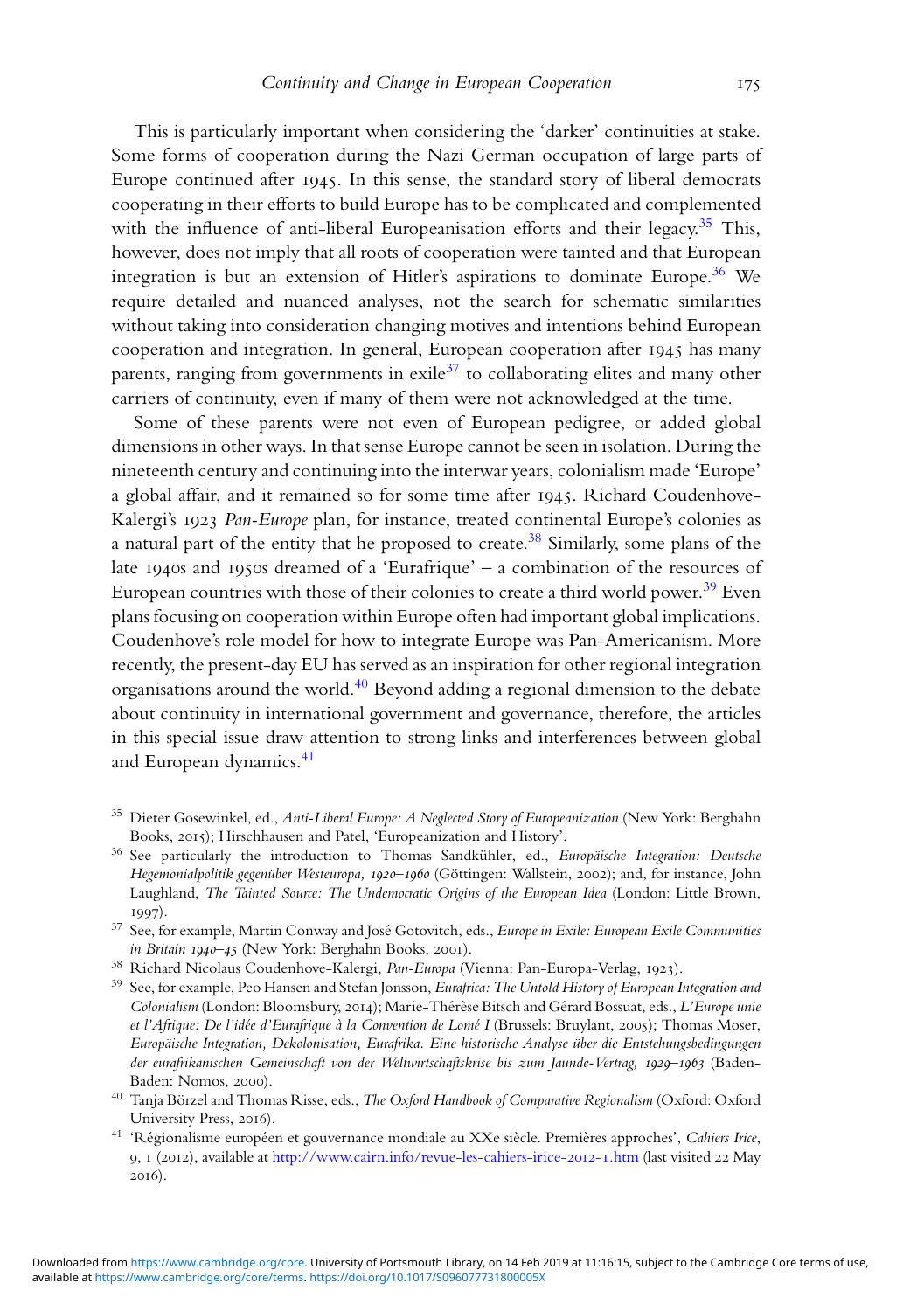This is particularly important when considering the 'darker' continuities at stake. Some forms of cooperation during the Nazi German occupation of large parts of Europe continued after 1945. In this sense, the standard story of liberal democrats cooperating in their efforts to build Europe has to be complicated and complemented with the influence of anti-liberal Europeanisation efforts and their legacy.[35] This, however, does not imply that all roots of cooperation were tainted and that European integration is but an extension of Hitler's aspirations to dominate Europe.[36] We require detailed and nuanced analyses, not the search for schematic similarities without taking into consideration changing motives and intentions behind European cooperation and integration. In general, European cooperation after 1945 has many parents, ranging from governments in exile[37] to collaborating elites and many other carriers of continuity, even if many of them were not acknowledged at the time.

Some of these parents were not even of European pedigree, or added global dimensions in other ways. In that sense Europe cannot be seen in isolation. During the nineteenth century and continuing into the interwar years, colonialism made 'Europe' a global affair, and it remained so for some time after 1945. Richard Coudenhove-Kalergi's 1923 *Pan-Europe* plan, for instance, treated continental Europe's colonies as a natural part of the entity that he proposed to create.[38] Similarly, some plans of the late 1940s and 1950s dreamed of a 'Eurafrique' – a combination of the resources of European countries with those of their colonies to create a third world power.[39] Even plans focusing on cooperation within Europe often had important global implications. Coudenhove's role model for how to integrate Europe was Pan-Americanism. More recently, the present-day EU has served as an inspiration for other regional integration organisations around the world.[40] Beyond adding a regional dimension to the debate about continuity in international government and governance, therefore, the articles in this special issue draw attention to strong links and interferences between global and European dynamics.[41]

[35] Dieter Gosewinkel, ed., *Anti-Liberal Europe: A Neglected Story of Europeanization* (New York: Berghahn Books, 2015); Hirschhausen and Patel, 'Europeanization and History'.

[36] See particularly the introduction to Thomas Sandkühler, ed., *Europäische Integration: Deutsche Hegemonialpolitik gegenüber Westeuropa, 1920–1960* (Göttingen: Wallstein, 2002); and, for instance, John Laughland, *The Tainted Source: The Undemocratic Origins of the European Idea* (London: Little Brown, 1997).

[37] See, for example, Martin Conway and José Gotovitch, eds., *Europe in Exile: European Exile Communities in Britain 1940–45* (New York: Berghahn Books, 2001).

[38] Richard Nicolaus Coudenhove-Kalergi, *Pan-Europa* (Vienna: Pan-Europa-Verlag, 1923).

[39] See, for example, Peo Hansen and Stefan Jonsson, *Eurafrica: The Untold History of European Integration and Colonialism* (London: Bloomsbury, 2014); Marie-Thérèse Bitsch and Gérard Bossuat, eds., *L'Europe unie et l'Afrique: De l'idée d'Eurafrique à la Convention de Lomé I* (Brussels: Bruylant, 2005); Thomas Moser, *Europäische Integration, Dekolonisation, Eurafrika. Eine historische Analyse über die Entstehungsbedingungen der eurafrikanischen Gemeinschaft von der Weltwirtschaftskrise bis zum Jaunde-Vertrag, 1929–1963* (Baden-Baden: Nomos, 2000).

[40] Tanja Börzel and Thomas Risse, eds., *The Oxford Handbook of Comparative Regionalism* (Oxford: Oxford University Press, 2016).

[41] 'Régionalisme européen et gouvernance mondiale au XXe siècle. Premières approches', *Cahiers Irice*, 9, 1 (2012), available at http://www.cairn.info/revue-les-cahiers-irice-2012-1.htm (last visited 22 May 2016).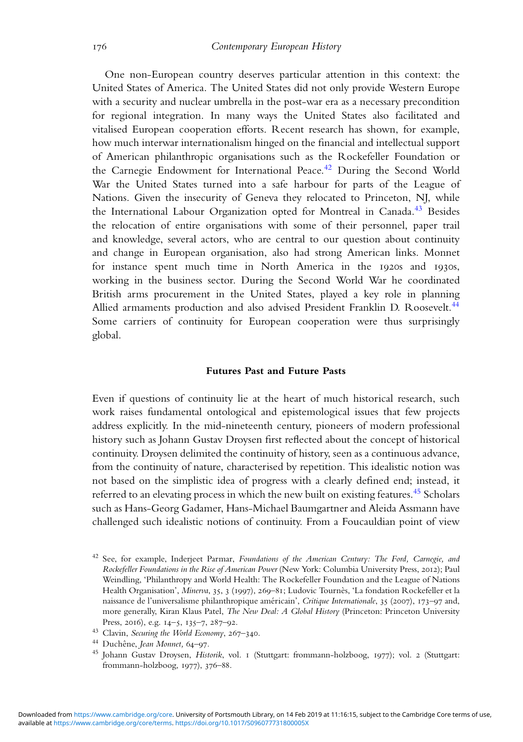One non-European country deserves particular attention in this context: the United States of America. The United States did not only provide Western Europe with a security and nuclear umbrella in the post-war era as a necessary precondition for regional integration. In many ways the United States also facilitated and vitalised European cooperation efforts. Recent research has shown, for example, how much interwar internationalism hinged on the financial and intellectual support of American philanthropic organisations such as the Rockefeller Foundation or the Carnegie Endowment for International Peace.[42] During the Second World War the United States turned into a safe harbour for parts of the League of Nations. Given the insecurity of Geneva they relocated to Princeton, NJ, while the International Labour Organization opted for Montreal in Canada.[43] Besides the relocation of entire organisations with some of their personnel, paper trail and knowledge, several actors, who are central to our question about continuity and change in European organisation, also had strong American links. Monnet for instance spent much time in North America in the 1920s and 1930s, working in the business sector. During the Second World War he coordinated British arms procurement in the United States, played a key role in planning Allied armaments production and also advised President Franklin D. Roosevelt.[44] Some carriers of continuity for European cooperation were thus surprisingly global.

## Futures Past and Future Pasts

Even if questions of continuity lie at the heart of much historical research, such work raises fundamental ontological and epistemological issues that few projects address explicitly. In the mid-nineteenth century, pioneers of modern professional history such as Johann Gustav Droysen first reflected about the concept of historical continuity. Droysen delimited the continuity of history, seen as a continuous advance, from the continuity of nature, characterised by repetition. This idealistic notion was not based on the simplistic idea of progress with a clearly defined end; instead, it referred to an elevating process in which the new built on existing features.[45] Scholars such as Hans-Georg Gadamer, Hans-Michael Baumgartner and Aleida Assmann have challenged such idealistic notions of continuity. From a Foucauldian point of view

[42] See, for example, Inderjeet Parmar, *Foundations of the American Century: The Ford, Carnegie, and Rockefeller Foundations in the Rise of American Power* (New York: Columbia University Press, 2012); Paul Weindling, 'Philanthropy and World Health: The Rockefeller Foundation and the League of Nations Health Organisation', *Minerva*, 35, 3 (1997), 269–81; Ludovic Tournès, 'La fondation Rockefeller et la naissance de l'universalisme philanthropique américain', *Critique Internationale*, 35 (2007), 173–97 and, more generally, Kiran Klaus Patel, *The New Deal: A Global History* (Princeton: Princeton University Press, 2016), e.g. 14–5, 135–7, 287–92.

[43] Clavin, *Securing the World Economy*, 267–340.

[44] Duchêne, *Jean Monnet,* 64–97.

[45] Johann Gustav Droysen, *Historik*, vol. 1 (Stuttgart: frommann-holzboog, 1977); vol. 2 (Stuttgart: frommann-holzboog, 1977), 376–88.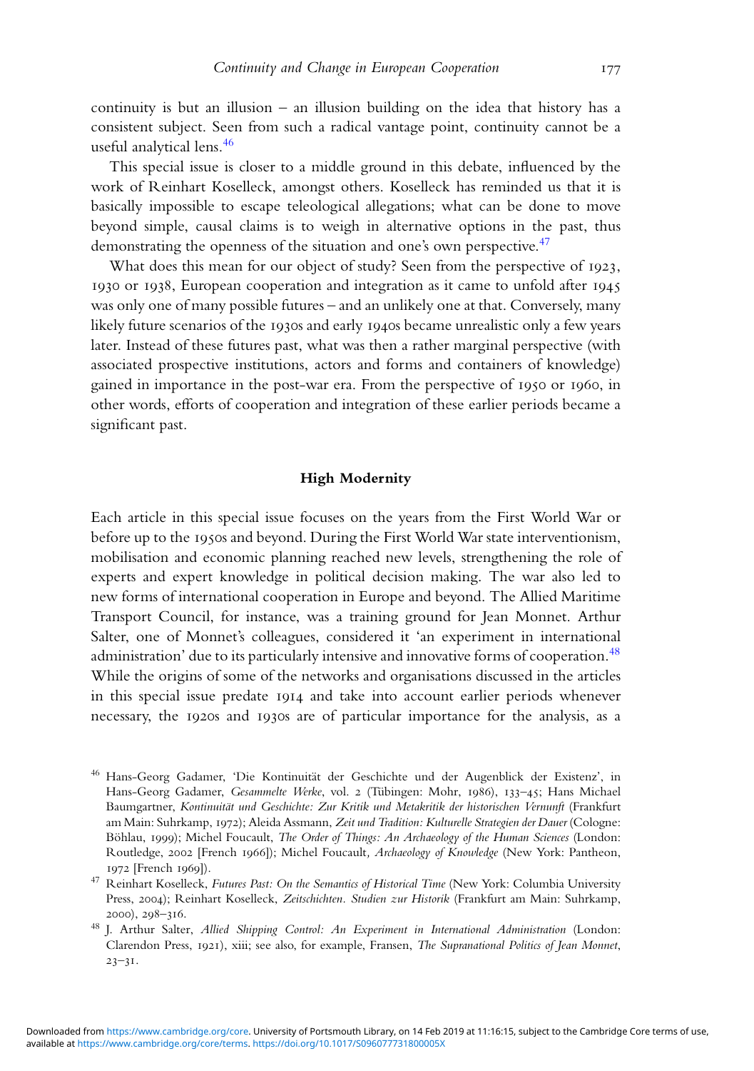continuity is but an illusion – an illusion building on the idea that history has a consistent subject. Seen from such a radical vantage point, continuity cannot be a useful analytical lens.[46]

This special issue is closer to a middle ground in this debate, influenced by the work of Reinhart Koselleck, amongst others. Koselleck has reminded us that it is basically impossible to escape teleological allegations; what can be done to move beyond simple, causal claims is to weigh in alternative options in the past, thus demonstrating the openness of the situation and one's own perspective.[47]

What does this mean for our object of study? Seen from the perspective of 1923, 1930 or 1938, European cooperation and integration as it came to unfold after 1945 was only one of many possible futures – and an unlikely one at that. Conversely, many likely future scenarios of the 1930s and early 1940s became unrealistic only a few years later. Instead of these futures past, what was then a rather marginal perspective (with associated prospective institutions, actors and forms and containers of knowledge) gained in importance in the post-war era. From the perspective of 1950 or 1960, in other words, efforts of cooperation and integration of these earlier periods became a significant past.

## High Modernity

Each article in this special issue focuses on the years from the First World War or before up to the 1950s and beyond. During the First World War state interventionism, mobilisation and economic planning reached new levels, strengthening the role of experts and expert knowledge in political decision making. The war also led to new forms of international cooperation in Europe and beyond. The Allied Maritime Transport Council, for instance, was a training ground for Jean Monnet. Arthur Salter, one of Monnet's colleagues, considered it 'an experiment in international administration' due to its particularly intensive and innovative forms of cooperation.[48] While the origins of some of the networks and organisations discussed in the articles in this special issue predate 1914 and take into account earlier periods whenever necessary, the 1920s and 1930s are of particular importance for the analysis, as a

[46] Hans-Georg Gadamer, 'Die Kontinuität der Geschichte und der Augenblick der Existenz', in Hans-Georg Gadamer, *Gesammelte Werke*, vol. 2 (Tübingen: Mohr, 1986), 133–45; Hans Michael Baumgartner, *Kontinuität und Geschichte: Zur Kritik und Metakritik der historischen Vernunft* (Frankfurt am Main: Suhrkamp, 1972); Aleida Assmann, *Zeit und Tradition: Kulturelle Strategien der Dauer* (Cologne: Böhlau, 1999); Michel Foucault, *The Order of Things: An Archaeology of the Human Sciences* (London: Routledge, 2002 [French 1966]); Michel Foucault, *Archaeology of Knowledge* (New York: Pantheon, 1972 [French 1969]).

[47] Reinhart Koselleck, *Futures Past: On the Semantics of Historical Time* (New York: Columbia University Press, 2004); Reinhart Koselleck, *Zeitschichten. Studien zur Historik* (Frankfurt am Main: Suhrkamp, 2000), 298–316.

[48] J. Arthur Salter, *Allied Shipping Control: An Experiment in International Administration* (London: Clarendon Press, 1921), xiii; see also, for example, Fransen, *The Supranational Politics of Jean Monnet*, 23–31.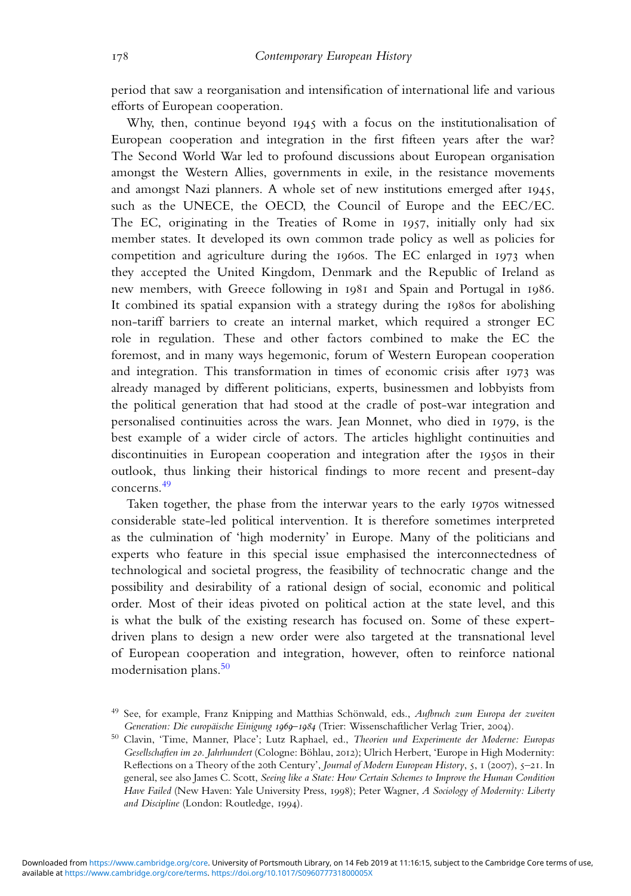period that saw a reorganisation and intensification of international life and various efforts of European cooperation.

Why, then, continue beyond 1945 with a focus on the institutionalisation of European cooperation and integration in the first fifteen years after the war? The Second World War led to profound discussions about European organisation amongst the Western Allies, governments in exile, in the resistance movements and amongst Nazi planners. A whole set of new institutions emerged after 1945, such as the UNECE, the OECD, the Council of Europe and the EEC/EC. The EC, originating in the Treaties of Rome in 1957, initially only had six member states. It developed its own common trade policy as well as policies for competition and agriculture during the 1960s. The EC enlarged in 1973 when they accepted the United Kingdom, Denmark and the Republic of Ireland as new members, with Greece following in 1981 and Spain and Portugal in 1986. It combined its spatial expansion with a strategy during the 1980s for abolishing non-tariff barriers to create an internal market, which required a stronger EC role in regulation. These and other factors combined to make the EC the foremost, and in many ways hegemonic, forum of Western European cooperation and integration. This transformation in times of economic crisis after 1973 was already managed by different politicians, experts, businessmen and lobbyists from the political generation that had stood at the cradle of post-war integration and personalised continuities across the wars. Jean Monnet, who died in 1979, is the best example of a wider circle of actors. The articles highlight continuities and discontinuities in European cooperation and integration after the 1950s in their outlook, thus linking their historical findings to more recent and present-day concerns.[49]

Taken together, the phase from the interwar years to the early 1970s witnessed considerable state-led political intervention. It is therefore sometimes interpreted as the culmination of 'high modernity' in Europe. Many of the politicians and experts who feature in this special issue emphasised the interconnectedness of technological and societal progress, the feasibility of technocratic change and the possibility and desirability of a rational design of social, economic and political order. Most of their ideas pivoted on political action at the state level, and this is what the bulk of the existing research has focused on. Some of these expert-driven plans to design a new order were also targeted at the transnational level of European cooperation and integration, however, often to reinforce national modernisation plans.[50]

[49] See, for example, Franz Knipping and Matthias Schönwald, eds., *Aufbruch zum Europa der zweiten Generation: Die europäische Einigung 1969–1984* (Trier: Wissenschaftlicher Verlag Trier, 2004).

[50] Clavin, 'Time, Manner, Place'; Lutz Raphael, ed., *Theorien und Experimente der Moderne: Europas Gesellschaften im 20. Jahrhundert* (Cologne: Böhlau, 2012); Ulrich Herbert, 'Europe in High Modernity: Reflections on a Theory of the 20th Century', *Journal of Modern European History*, 5, 1 (2007), 5–21. In general, see also James C. Scott, *Seeing like a State: How Certain Schemes to Improve the Human Condition Have Failed* (New Haven: Yale University Press, 1998); Peter Wagner, *A Sociology of Modernity: Liberty and Discipline* (London: Routledge, 1994).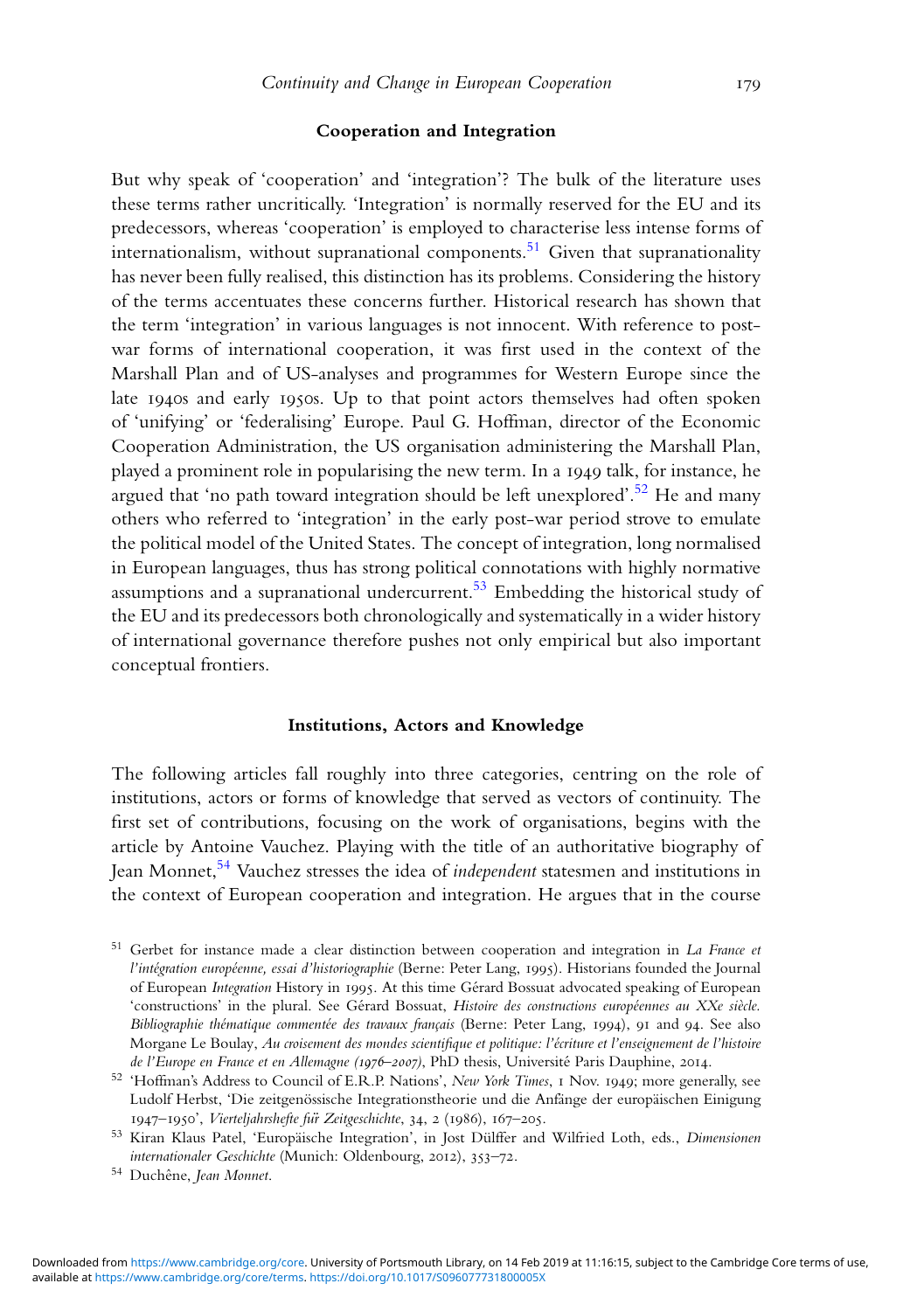### Cooperation and Integration

But why speak of 'cooperation' and 'integration'? The bulk of the literature uses these terms rather uncritically. 'Integration' is normally reserved for the EU and its predecessors, whereas 'cooperation' is employed to characterise less intense forms of internationalism, without supranational components.[51] Given that supranationality has never been fully realised, this distinction has its problems. Considering the history of the terms accentuates these concerns further. Historical research has shown that the term 'integration' in various languages is not innocent. With reference to post-war forms of international cooperation, it was first used in the context of the Marshall Plan and of US-analyses and programmes for Western Europe since the late 1940s and early 1950s. Up to that point actors themselves had often spoken of 'unifying' or 'federalising' Europe. Paul G. Hoffman, director of the Economic Cooperation Administration, the US organisation administering the Marshall Plan, played a prominent role in popularising the new term. In a 1949 talk, for instance, he argued that 'no path toward integration should be left unexplored'.[52] He and many others who referred to 'integration' in the early post-war period strove to emulate the political model of the United States. The concept of integration, long normalised in European languages, thus has strong political connotations with highly normative assumptions and a supranational undercurrent.[53] Embedding the historical study of the EU and its predecessors both chronologically and systematically in a wider history of international governance therefore pushes not only empirical but also important conceptual frontiers.

### Institutions, Actors and Knowledge

The following articles fall roughly into three categories, centring on the role of institutions, actors or forms of knowledge that served as vectors of continuity. The first set of contributions, focusing on the work of organisations, begins with the article by Antoine Vauchez. Playing with the title of an authoritative biography of Jean Monnet,[54] Vauchez stresses the idea of *independent* statesmen and institutions in the context of European cooperation and integration. He argues that in the course

---

[51] Gerbet for instance made a clear distinction between cooperation and integration in *La France et l'intégration européenne, essai d'historiographie* (Berne: Peter Lang, 1995). Historians founded the Journal of European *Integration* History in 1995. At this time Gérard Bossuat advocated speaking of European 'constructions' in the plural. See Gérard Bossuat, *Histoire des constructions européennes au XXe siècle. Bibliographie thématique commentée des travaux français* (Berne: Peter Lang, 1994), 91 and 94. See also Morgane Le Boulay, *Au croisement des mondes scientifique et politique: l'écriture et l'enseignement de l'histoire de l'Europe en France et en Allemagne (1976–2007)*, PhD thesis, Université Paris Dauphine, 2014.

[52] 'Hoffman's Address to Council of E.R.P. Nations', *New York Times*, 1 Nov. 1949; more generally, see Ludolf Herbst, 'Die zeitgenössische Integrationstheorie und die Anfänge der europäischen Einigung 1947–1950', *Vierteljahrshefte für Zeitgeschichte*, 34, 2 (1986), 167–205.

[53] Kiran Klaus Patel, 'Europäische Integration', in Jost Dülffer and Wilfried Loth, eds., *Dimensionen internationaler Geschichte* (Munich: Oldenbourg, 2012), 353–72.

[54] Duchêne, *Jean Monnet*.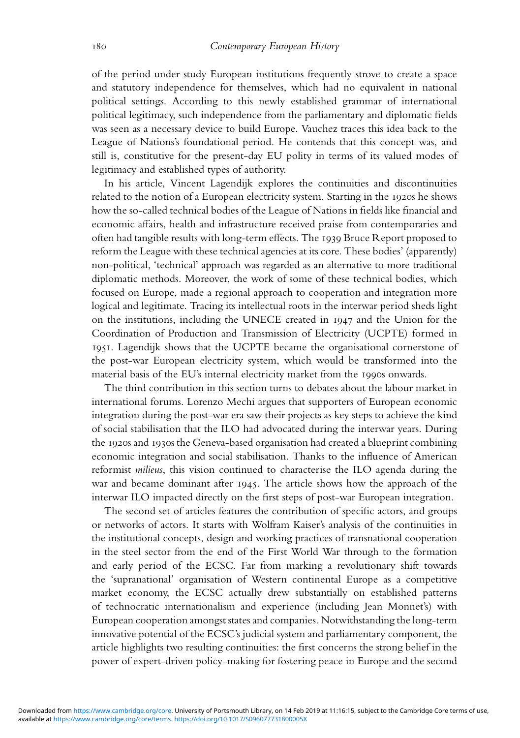of the period under study European institutions frequently strove to create a space and statutory independence for themselves, which had no equivalent in national political settings. According to this newly established grammar of international political legitimacy, such independence from the parliamentary and diplomatic fields was seen as a necessary device to build Europe. Vauchez traces this idea back to the League of Nations's foundational period. He contends that this concept was, and still is, constitutive for the present-day EU polity in terms of its valued modes of legitimacy and established types of authority.

In his article, Vincent Lagendijk explores the continuities and discontinuities related to the notion of a European electricity system. Starting in the 1920s he shows how the so-called technical bodies of the League of Nations in fields like financial and economic affairs, health and infrastructure received praise from contemporaries and often had tangible results with long-term effects. The 1939 Bruce Report proposed to reform the League with these technical agencies at its core. These bodies' (apparently) non-political, 'technical' approach was regarded as an alternative to more traditional diplomatic methods. Moreover, the work of some of these technical bodies, which focused on Europe, made a regional approach to cooperation and integration more logical and legitimate. Tracing its intellectual roots in the interwar period sheds light on the institutions, including the UNECE created in 1947 and the Union for the Coordination of Production and Transmission of Electricity (UCPTE) formed in 1951. Lagendijk shows that the UCPTE became the organisational cornerstone of the post-war European electricity system, which would be transformed into the material basis of the EU's internal electricity market from the 1990s onwards.

The third contribution in this section turns to debates about the labour market in international forums. Lorenzo Mechi argues that supporters of European economic integration during the post-war era saw their projects as key steps to achieve the kind of social stabilisation that the ILO had advocated during the interwar years. During the 1920s and 1930s the Geneva-based organisation had created a blueprint combining economic integration and social stabilisation. Thanks to the influence of American reformist *milieus*, this vision continued to characterise the ILO agenda during the war and became dominant after 1945. The article shows how the approach of the interwar ILO impacted directly on the first steps of post-war European integration.

The second set of articles features the contribution of specific actors, and groups or networks of actors. It starts with Wolfram Kaiser's analysis of the continuities in the institutional concepts, design and working practices of transnational cooperation in the steel sector from the end of the First World War through to the formation and early period of the ECSC. Far from marking a revolutionary shift towards the 'supranational' organisation of Western continental Europe as a competitive market economy, the ECSC actually drew substantially on established patterns of technocratic internationalism and experience (including Jean Monnet's) with European cooperation amongst states and companies. Notwithstanding the long-term innovative potential of the ECSC's judicial system and parliamentary component, the article highlights two resulting continuities: the first concerns the strong belief in the power of expert-driven policy-making for fostering peace in Europe and the second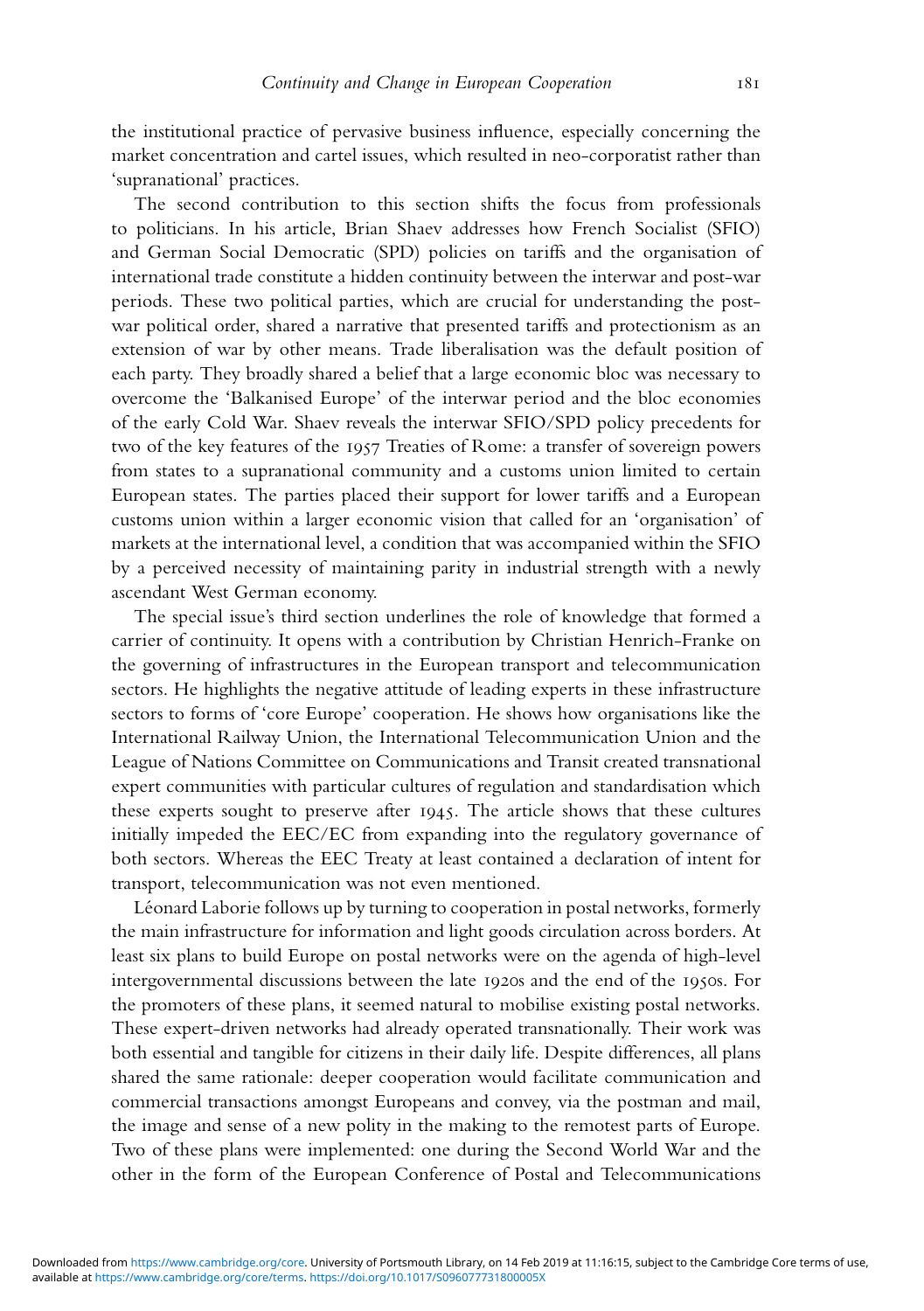the institutional practice of pervasive business influence, especially concerning the market concentration and cartel issues, which resulted in neo-corporatist rather than 'supranational' practices.

The second contribution to this section shifts the focus from professionals to politicians. In his article, Brian Shaev addresses how French Socialist (SFIO) and German Social Democratic (SPD) policies on tariffs and the organisation of international trade constitute a hidden continuity between the interwar and post-war periods. These two political parties, which are crucial for understanding the post-war political order, shared a narrative that presented tariffs and protectionism as an extension of war by other means. Trade liberalisation was the default position of each party. They broadly shared a belief that a large economic bloc was necessary to overcome the 'Balkanised Europe' of the interwar period and the bloc economies of the early Cold War. Shaev reveals the interwar SFIO/SPD policy precedents for two of the key features of the 1957 Treaties of Rome: a transfer of sovereign powers from states to a supranational community and a customs union limited to certain European states. The parties placed their support for lower tariffs and a European customs union within a larger economic vision that called for an 'organisation' of markets at the international level, a condition that was accompanied within the SFIO by a perceived necessity of maintaining parity in industrial strength with a newly ascendant West German economy.

The special issue's third section underlines the role of knowledge that formed a carrier of continuity. It opens with a contribution by Christian Henrich-Franke on the governing of infrastructures in the European transport and telecommunication sectors. He highlights the negative attitude of leading experts in these infrastructure sectors to forms of 'core Europe' cooperation. He shows how organisations like the International Railway Union, the International Telecommunication Union and the League of Nations Committee on Communications and Transit created transnational expert communities with particular cultures of regulation and standardisation which these experts sought to preserve after 1945. The article shows that these cultures initially impeded the EEC/EC from expanding into the regulatory governance of both sectors. Whereas the EEC Treaty at least contained a declaration of intent for transport, telecommunication was not even mentioned.

Léonard Laborie follows up by turning to cooperation in postal networks, formerly the main infrastructure for information and light goods circulation across borders. At least six plans to build Europe on postal networks were on the agenda of high-level intergovernmental discussions between the late 1920s and the end of the 1950s. For the promoters of these plans, it seemed natural to mobilise existing postal networks. These expert-driven networks had already operated transnationally. Their work was both essential and tangible for citizens in their daily life. Despite differences, all plans shared the same rationale: deeper cooperation would facilitate communication and commercial transactions amongst Europeans and convey, via the postman and mail, the image and sense of a new polity in the making to the remotest parts of Europe. Two of these plans were implemented: one during the Second World War and the other in the form of the European Conference of Postal and Telecommunications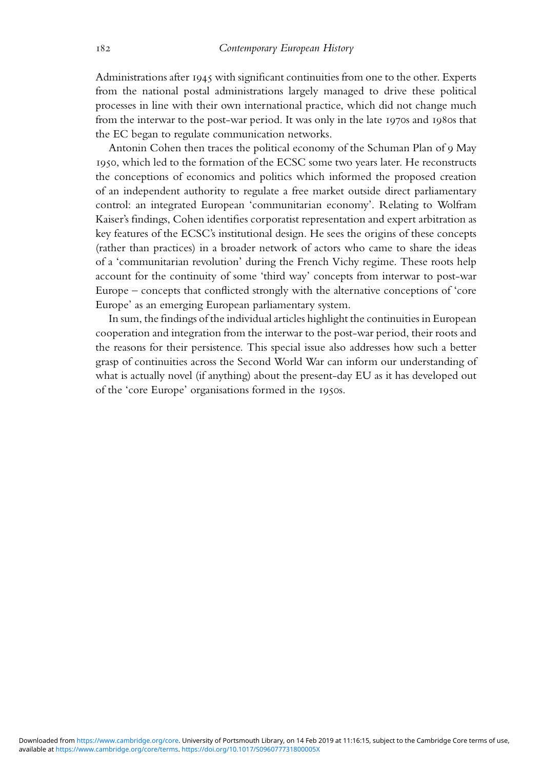Administrations after 1945 with significant continuities from one to the other. Experts from the national postal administrations largely managed to drive these political processes in line with their own international practice, which did not change much from the interwar to the post-war period. It was only in the late 1970s and 1980s that the EC began to regulate communication networks.

Antonin Cohen then traces the political economy of the Schuman Plan of 9 May 1950, which led to the formation of the ECSC some two years later. He reconstructs the conceptions of economics and politics which informed the proposed creation of an independent authority to regulate a free market outside direct parliamentary control: an integrated European 'communitarian economy'. Relating to Wolfram Kaiser's findings, Cohen identifies corporatist representation and expert arbitration as key features of the ECSC's institutional design. He sees the origins of these concepts (rather than practices) in a broader network of actors who came to share the ideas of a 'communitarian revolution' during the French Vichy regime. These roots help account for the continuity of some 'third way' concepts from interwar to post-war Europe – concepts that conflicted strongly with the alternative conceptions of 'core Europe' as an emerging European parliamentary system.

In sum, the findings of the individual articles highlight the continuities in European cooperation and integration from the interwar to the post-war period, their roots and the reasons for their persistence. This special issue also addresses how such a better grasp of continuities across the Second World War can inform our understanding of what is actually novel (if anything) about the present-day EU as it has developed out of the 'core Europe' organisations formed in the 1950s.